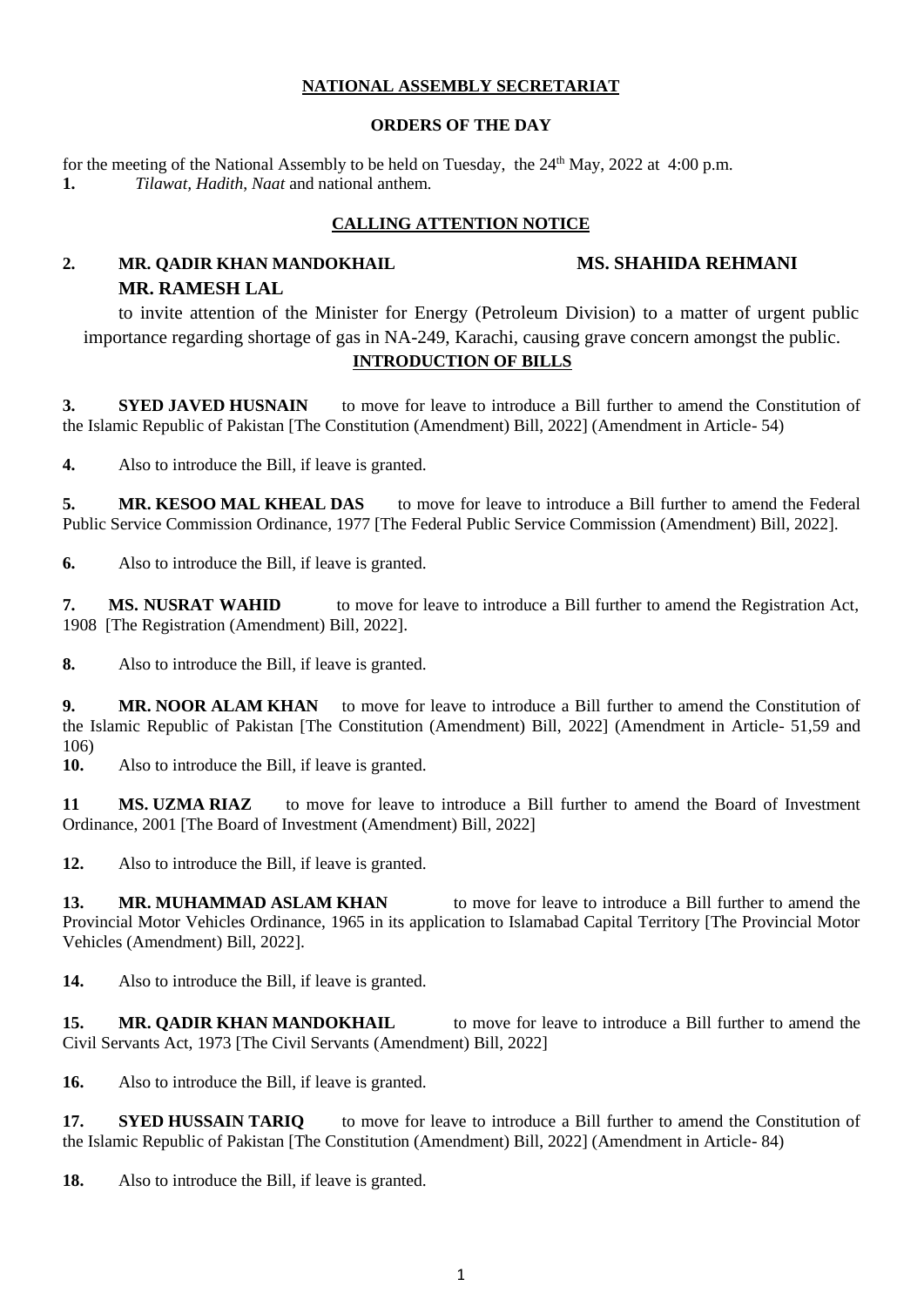**NATIONAL ASSEMBLY SECRETARIAT**

**ORDERS OF THE DAY**

for the meeting of the National Assembly to be held on Tuesday, the 24th May, 2022 at 4:00 p.m.

**1.** *Tilawat, Hadith, Naat* and national anthem.

**CALLING ATTENTION NOTICE**

**2. MR. QADIR KHAN MANDOKHAIL MS. SHAHIDA REHMANI MR. RAMESH LAL**

to invite attention of the Minister for Energy (Petroleum Division) to a matter of urgent public importance regarding shortage of gas in NA-249, Karachi, causing grave concern amongst the public.

**INTRODUCTION OF BILLS**

**3. SYED JAVED HUSNAIN** to move for leave to introduce a Bill further to amend the Constitution of the Islamic Republic of Pakistan [The Constitution (Amendment) Bill, 2022] (Amendment in Article- 54)

**4.** Also to introduce the Bill, if leave is granted.

**5. MR. KESOO MAL KHEAL DAS** to move for leave to introduce a Bill further to amend the Federal Public Service Commission Ordinance, 1977 [The Federal Public Service Commission (Amendment) Bill, 2022].

**6.** Also to introduce the Bill, if leave is granted.

**7. MS. NUSRAT WAHID** to move for leave to introduce a Bill further to amend the Registration Act, 1908 [The Registration (Amendment) Bill, 2022].

**8.** Also to introduce the Bill, if leave is granted.

**9. MR. NOOR ALAM KHAN** to move for leave to introduce a Bill further to amend the Constitution of the Islamic Republic of Pakistan [The Constitution (Amendment) Bill, 2022] (Amendment in Article- 51,59 and 106)

**10.** Also to introduce the Bill, if leave is granted.

**11 MS. UZMA RIAZ** to move for leave to introduce a Bill further to amend the Board of Investment Ordinance, 2001 [The Board of Investment (Amendment) Bill, 2022]

**12.** Also to introduce the Bill, if leave is granted.

**13. MR. MUHAMMAD ASLAM KHAN** to move for leave to introduce a Bill further to amend the Provincial Motor Vehicles Ordinance, 1965 in its application to Islamabad Capital Territory [The Provincial Motor Vehicles (Amendment) Bill, 2022].

**14.** Also to introduce the Bill, if leave is granted.

**15. MR. QADIR KHAN MANDOKHAIL** to move for leave to introduce a Bill further to amend the Civil Servants Act, 1973 [The Civil Servants (Amendment) Bill, 2022]

**16.** Also to introduce the Bill, if leave is granted.

**17. SYED HUSSAIN TARIQ** to move for leave to introduce a Bill further to amend the Constitution of the Islamic Republic of Pakistan [The Constitution (Amendment) Bill, 2022] (Amendment in Article- 84)

**18.** Also to introduce the Bill, if leave is granted.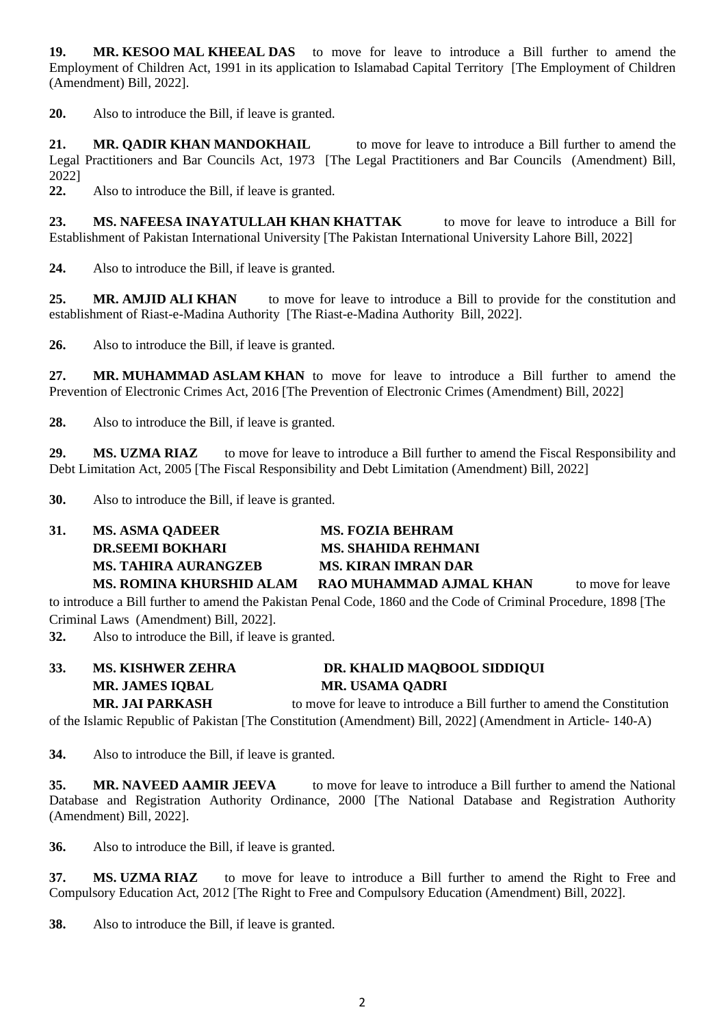**19.** **MR. KESOO MAL KHEEAL DAS** to move for leave to introduce a Bill further to amend the Employment of Children Act, 1991 in its application to Islamabad Capital Territory [The Employment of Children (Amendment) Bill, 2022].

**20.** Also to introduce the Bill, if leave is granted.

**21.** **MR. QADIR KHAN MANDOKHAIL** to move for leave to introduce a Bill further to amend the Legal Practitioners and Bar Councils Act, 1973 [The Legal Practitioners and Bar Councils (Amendment) Bill, 2022]

**22.** Also to introduce the Bill, if leave is granted.

**23.** **MS. NAFEESA INAYATULLAH KHAN KHATTAK** to move for leave to introduce a Bill for Establishment of Pakistan International University [The Pakistan International University Lahore Bill, 2022]

**24.** Also to introduce the Bill, if leave is granted.

**25.** **MR. AMJID ALI KHAN** to move for leave to introduce a Bill to provide for the constitution and establishment of Riast-e-Madina Authority [The Riast-e-Madina Authority Bill, 2022].

**26.** Also to introduce the Bill, if leave is granted.

**27.** **MR. MUHAMMAD ASLAM KHAN** to move for leave to introduce a Bill further to amend the Prevention of Electronic Crimes Act, 2016 [The Prevention of Electronic Crimes (Amendment) Bill, 2022]

**28.** Also to introduce the Bill, if leave is granted.

**29.** **MS. UZMA RIAZ** to move for leave to introduce a Bill further to amend the Fiscal Responsibility and Debt Limitation Act, 2005 [The Fiscal Responsibility and Debt Limitation (Amendment) Bill, 2022]

**30.** Also to introduce the Bill, if leave is granted.

**31.** **MS. ASMA QADEER** **MS. FOZIA BEHRAM**
**DR.SEEMI BOKHARI** **MS. SHAHIDA REHMANI**
**MS. TAHIRA AURANGZEB** **MS. KIRAN IMRAN DAR**
**MS. ROMINA KHURSHID ALAM** **RAO MUHAMMAD AJMAL KHAN** to move for leave to introduce a Bill further to amend the Pakistan Penal Code, 1860 and the Code of Criminal Procedure, 1898 [The Criminal Laws (Amendment) Bill, 2022].

**32.** Also to introduce the Bill, if leave is granted.

**33.** **MS. KISHWER ZEHRA** **DR. KHALID MAQBOOL SIDDIQUI**
**MR. JAMES IQBAL** **MR. USAMA QADRI**
**MR. JAI PARKASH** to move for leave to introduce a Bill further to amend the Constitution of the Islamic Republic of Pakistan [The Constitution (Amendment) Bill, 2022] (Amendment in Article- 140-A)

**34.** Also to introduce the Bill, if leave is granted.

**35.** **MR. NAVEED AAMIR JEEVA** to move for leave to introduce a Bill further to amend the National Database and Registration Authority Ordinance, 2000 [The National Database and Registration Authority (Amendment) Bill, 2022].

**36.** Also to introduce the Bill, if leave is granted.

**37.** **MS. UZMA RIAZ** to move for leave to introduce a Bill further to amend the Right to Free and Compulsory Education Act, 2012 [The Right to Free and Compulsory Education (Amendment) Bill, 2022].

**38.** Also to introduce the Bill, if leave is granted.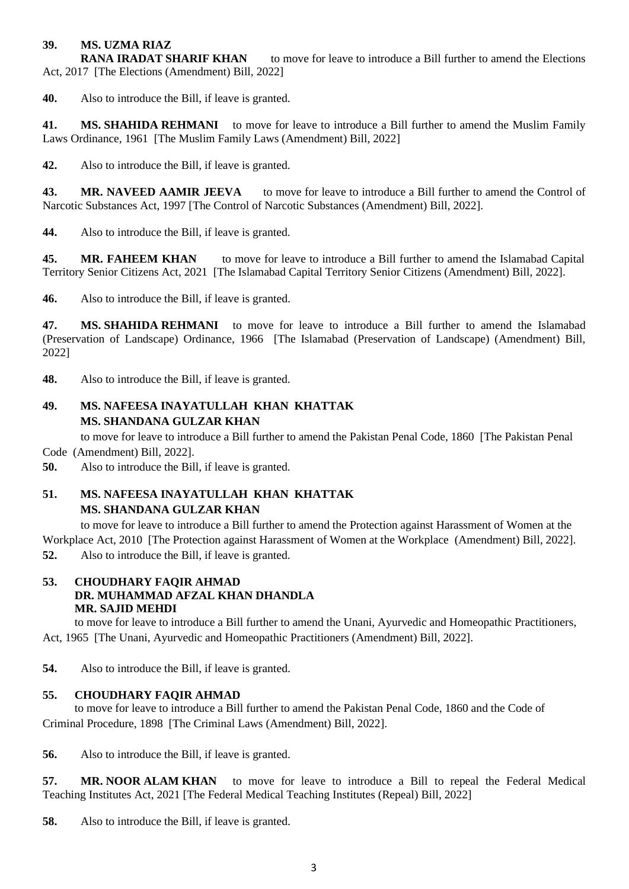**39. MS. UZMA RIAZ**
**RANA IRADAT SHARIF KHAN** to move for leave to introduce a Bill further to amend the Elections Act, 2017 [The Elections (Amendment) Bill, 2022]

**40.** Also to introduce the Bill, if leave is granted.

**41. MS. SHAHIDA REHMANI** to move for leave to introduce a Bill further to amend the Muslim Family Laws Ordinance, 1961 [The Muslim Family Laws (Amendment) Bill, 2022]

**42.** Also to introduce the Bill, if leave is granted.

**43. MR. NAVEED AAMIR JEEVA** to move for leave to introduce a Bill further to amend the Control of Narcotic Substances Act, 1997 [The Control of Narcotic Substances (Amendment) Bill, 2022].

**44.** Also to introduce the Bill, if leave is granted.

**45. MR. FAHEEM KHAN** to move for leave to introduce a Bill further to amend the Islamabad Capital Territory Senior Citizens Act, 2021 [The Islamabad Capital Territory Senior Citizens (Amendment) Bill, 2022].

**46.** Also to introduce the Bill, if leave is granted.

**47. MS. SHAHIDA REHMANI** to move for leave to introduce a Bill further to amend the Islamabad (Preservation of Landscape) Ordinance, 1966 [The Islamabad (Preservation of Landscape) (Amendment) Bill, 2022]

**48.** Also to introduce the Bill, if leave is granted.

**49. MS. NAFEESA INAYATULLAH KHAN KHATTAK**
**MS. SHANDANA GULZAR KHAN**

to move for leave to introduce a Bill further to amend the Pakistan Penal Code, 1860 [The Pakistan Penal Code (Amendment) Bill, 2022].

**50.** Also to introduce the Bill, if leave is granted.

**51. MS. NAFEESA INAYATULLAH KHAN KHATTAK**
**MS. SHANDANA GULZAR KHAN**

to move for leave to introduce a Bill further to amend the Protection against Harassment of Women at the Workplace Act, 2010 [The Protection against Harassment of Women at the Workplace (Amendment) Bill, 2022].

**52.** Also to introduce the Bill, if leave is granted.

**53. CHOUDHARY FAQIR AHMAD**
**DR. MUHAMMAD AFZAL KHAN DHANDLA**
**MR. SAJID MEHDI**

to move for leave to introduce a Bill further to amend the Unani, Ayurvedic and Homeopathic Practitioners, Act, 1965 [The Unani, Ayurvedic and Homeopathic Practitioners (Amendment) Bill, 2022].

**54.** Also to introduce the Bill, if leave is granted.

**55. CHOUDHARY FAQIR AHMAD**

to move for leave to introduce a Bill further to amend the Pakistan Penal Code, 1860 and the Code of Criminal Procedure, 1898 [The Criminal Laws (Amendment) Bill, 2022].

**56.** Also to introduce the Bill, if leave is granted.

**57. MR. NOOR ALAM KHAN** to move for leave to introduce a Bill to repeal the Federal Medical Teaching Institutes Act, 2021 [The Federal Medical Teaching Institutes (Repeal) Bill, 2022]

**58.** Also to introduce the Bill, if leave is granted.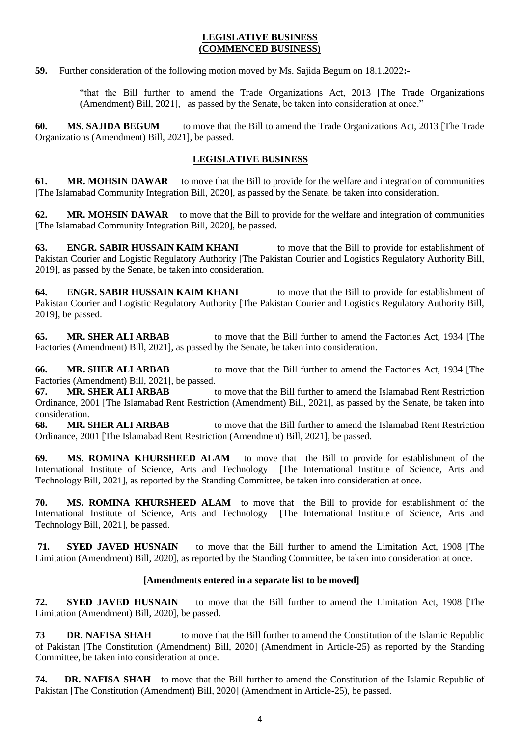## LEGISLATIVE BUSINESS
## (COMMENCED BUSINESS)

**59.** Further consideration of the following motion moved by Ms. Sajida Begum on 18.1.2022**:-**

> "that the Bill further to amend the Trade Organizations Act, 2013 [The Trade Organizations (Amendment) Bill, 2021], as passed by the Senate, be taken into consideration at once."

**60. MS. SAJIDA BEGUM** to move that the Bill to amend the Trade Organizations Act, 2013 [The Trade Organizations (Amendment) Bill, 2021], be passed.

## LEGISLATIVE BUSINESS

**61. MR. MOHSIN DAWAR** to move that the Bill to provide for the welfare and integration of communities [The Islamabad Community Integration Bill, 2020], as passed by the Senate, be taken into consideration.

**62. MR. MOHSIN DAWAR** to move that the Bill to provide for the welfare and integration of communities [The Islamabad Community Integration Bill, 2020], be passed.

**63. ENGR. SABIR HUSSAIN KAIM KHANI** to move that the Bill to provide for establishment of Pakistan Courier and Logistic Regulatory Authority [The Pakistan Courier and Logistics Regulatory Authority Bill, 2019], as passed by the Senate, be taken into consideration.

**64. ENGR. SABIR HUSSAIN KAIM KHANI** to move that the Bill to provide for establishment of Pakistan Courier and Logistic Regulatory Authority [The Pakistan Courier and Logistics Regulatory Authority Bill, 2019], be passed.

**65. MR. SHER ALI ARBAB** to move that the Bill further to amend the Factories Act, 1934 [The Factories (Amendment) Bill, 2021], as passed by the Senate, be taken into consideration.

**66. MR. SHER ALI ARBAB** to move that the Bill further to amend the Factories Act, 1934 [The Factories (Amendment) Bill, 2021], be passed.

**67. MR. SHER ALI ARBAB** to move that the Bill further to amend the Islamabad Rent Restriction Ordinance, 2001 [The Islamabad Rent Restriction (Amendment) Bill, 2021], as passed by the Senate, be taken into consideration.

**68. MR. SHER ALI ARBAB** to move that the Bill further to amend the Islamabad Rent Restriction Ordinance, 2001 [The Islamabad Rent Restriction (Amendment) Bill, 2021], be passed.

**69. MS. ROMINA KHURSHEED ALAM** to move that the Bill to provide for establishment of the International Institute of Science, Arts and Technology [The International Institute of Science, Arts and Technology Bill, 2021], as reported by the Standing Committee, be taken into consideration at once.

**70. MS. ROMINA KHURSHEED ALAM** to move that the Bill to provide for establishment of the International Institute of Science, Arts and Technology [The International Institute of Science, Arts and Technology Bill, 2021], be passed.

**71. SYED JAVED HUSNAIN** to move that the Bill further to amend the Limitation Act, 1908 [The Limitation (Amendment) Bill, 2020], as reported by the Standing Committee, be taken into consideration at once.

**[Amendments entered in a separate list to be moved]**

**72. SYED JAVED HUSNAIN** to move that the Bill further to amend the Limitation Act, 1908 [The Limitation (Amendment) Bill, 2020], be passed.

**73 DR. NAFISA SHAH** to move that the Bill further to amend the Constitution of the Islamic Republic of Pakistan [The Constitution (Amendment) Bill, 2020] (Amendment in Article-25) as reported by the Standing Committee, be taken into consideration at once.

**74. DR. NAFISA SHAH** to move that the Bill further to amend the Constitution of the Islamic Republic of Pakistan [The Constitution (Amendment) Bill, 2020] (Amendment in Article-25), be passed.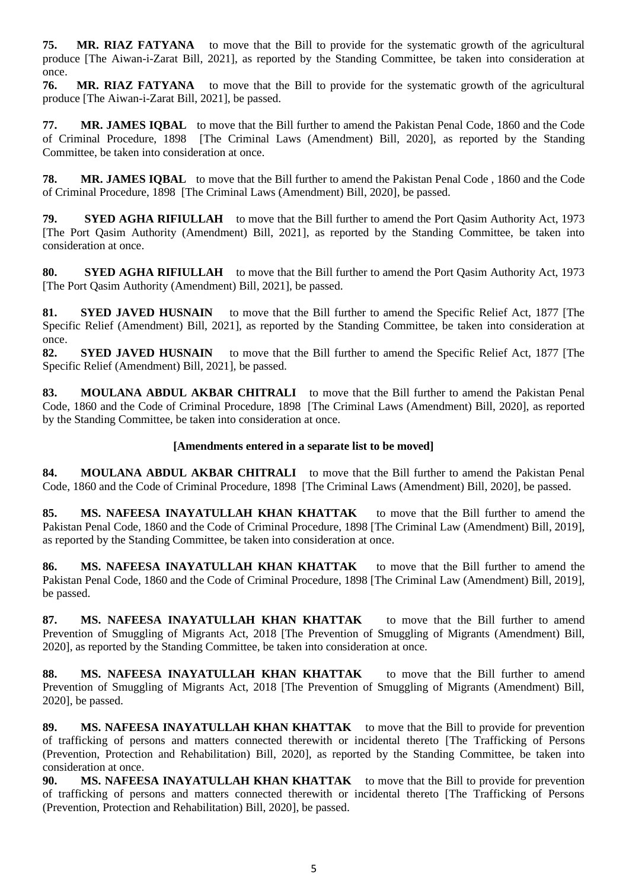**75. MR. RIAZ FATYANA** to move that the Bill to provide for the systematic growth of the agricultural produce [The Aiwan-i-Zarat Bill, 2021], as reported by the Standing Committee, be taken into consideration at once.

**76. MR. RIAZ FATYANA** to move that the Bill to provide for the systematic growth of the agricultural produce [The Aiwan-i-Zarat Bill, 2021], be passed.

**77. MR. JAMES IQBAL** to move that the Bill further to amend the Pakistan Penal Code, 1860 and the Code of Criminal Procedure, 1898 [The Criminal Laws (Amendment) Bill, 2020], as reported by the Standing Committee, be taken into consideration at once.

**78. MR. JAMES IQBAL** to move that the Bill further to amend the Pakistan Penal Code , 1860 and the Code of Criminal Procedure, 1898 [The Criminal Laws (Amendment) Bill, 2020], be passed.

**79. SYED AGHA RIFIULLAH** to move that the Bill further to amend the Port Qasim Authority Act, 1973 [The Port Qasim Authority (Amendment) Bill, 2021], as reported by the Standing Committee, be taken into consideration at once.

**80. SYED AGHA RIFIULLAH** to move that the Bill further to amend the Port Qasim Authority Act, 1973 [The Port Qasim Authority (Amendment) Bill, 2021], be passed.

**81. SYED JAVED HUSNAIN** to move that the Bill further to amend the Specific Relief Act, 1877 [The Specific Relief (Amendment) Bill, 2021], as reported by the Standing Committee, be taken into consideration at once.

**82. SYED JAVED HUSNAIN** to move that the Bill further to amend the Specific Relief Act, 1877 [The Specific Relief (Amendment) Bill, 2021], be passed.

**83. MOULANA ABDUL AKBAR CHITRALI** to move that the Bill further to amend the Pakistan Penal Code, 1860 and the Code of Criminal Procedure, 1898 [The Criminal Laws (Amendment) Bill, 2020], as reported by the Standing Committee, be taken into consideration at once.

**[Amendments entered in a separate list to be moved]**

**84. MOULANA ABDUL AKBAR CHITRALI** to move that the Bill further to amend the Pakistan Penal Code, 1860 and the Code of Criminal Procedure, 1898 [The Criminal Laws (Amendment) Bill, 2020], be passed.

**85. MS. NAFEESA INAYATULLAH KHAN KHATTAK** to move that the Bill further to amend the Pakistan Penal Code, 1860 and the Code of Criminal Procedure, 1898 [The Criminal Law (Amendment) Bill, 2019], as reported by the Standing Committee, be taken into consideration at once.

**86. MS. NAFEESA INAYATULLAH KHAN KHATTAK** to move that the Bill further to amend the Pakistan Penal Code, 1860 and the Code of Criminal Procedure, 1898 [The Criminal Law (Amendment) Bill, 2019], be passed.

**87. MS. NAFEESA INAYATULLAH KHAN KHATTAK** to move that the Bill further to amend Prevention of Smuggling of Migrants Act, 2018 [The Prevention of Smuggling of Migrants (Amendment) Bill, 2020], as reported by the Standing Committee, be taken into consideration at once.

**88. MS. NAFEESA INAYATULLAH KHAN KHATTAK** to move that the Bill further to amend Prevention of Smuggling of Migrants Act, 2018 [The Prevention of Smuggling of Migrants (Amendment) Bill, 2020], be passed.

**89. MS. NAFEESA INAYATULLAH KHAN KHATTAK** to move that the Bill to provide for prevention of trafficking of persons and matters connected therewith or incidental thereto [The Trafficking of Persons (Prevention, Protection and Rehabilitation) Bill, 2020], as reported by the Standing Committee, be taken into consideration at once.

**90. MS. NAFEESA INAYATULLAH KHAN KHATTAK** to move that the Bill to provide for prevention of trafficking of persons and matters connected therewith or incidental thereto [The Trafficking of Persons (Prevention, Protection and Rehabilitation) Bill, 2020], be passed.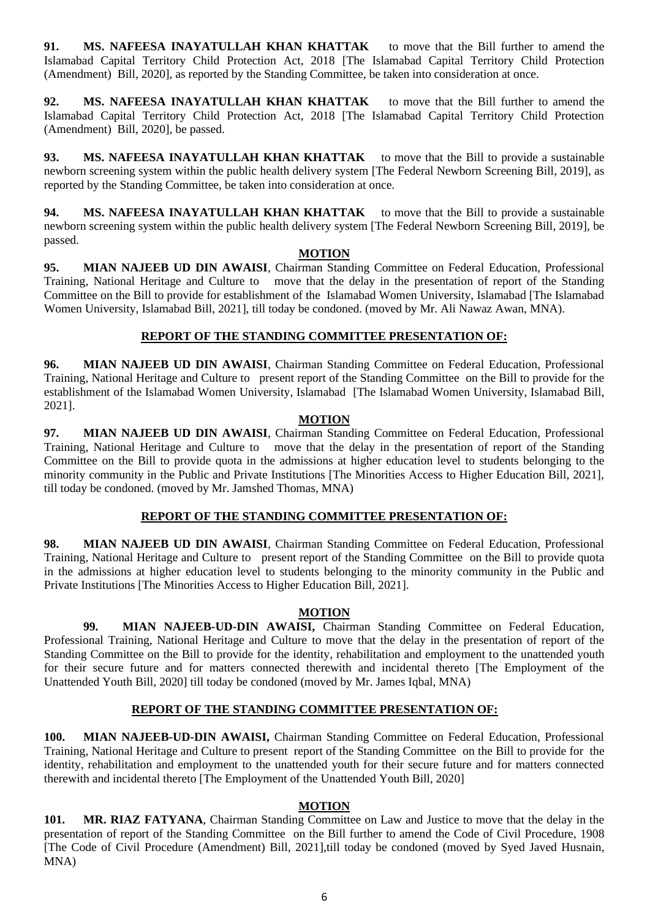**91. MS. NAFEESA INAYATULLAH KHAN KHATTAK** to move that the Bill further to amend the Islamabad Capital Territory Child Protection Act, 2018 [The Islamabad Capital Territory Child Protection (Amendment) Bill, 2020], as reported by the Standing Committee, be taken into consideration at once.

**92. MS. NAFEESA INAYATULLAH KHAN KHATTAK** to move that the Bill further to amend the Islamabad Capital Territory Child Protection Act, 2018 [The Islamabad Capital Territory Child Protection (Amendment) Bill, 2020], be passed.

**93. MS. NAFEESA INAYATULLAH KHAN KHATTAK** to move that the Bill to provide a sustainable newborn screening system within the public health delivery system [The Federal Newborn Screening Bill, 2019], as reported by the Standing Committee, be taken into consideration at once.

**94. MS. NAFEESA INAYATULLAH KHAN KHATTAK** to move that the Bill to provide a sustainable newborn screening system within the public health delivery system [The Federal Newborn Screening Bill, 2019], be passed.

**MOTION**

**95. MIAN NAJEEB UD DIN AWAISI**, Chairman Standing Committee on Federal Education, Professional Training, National Heritage and Culture to move that the delay in the presentation of report of the Standing Committee on the Bill to provide for establishment of the Islamabad Women University, Islamabad [The Islamabad Women University, Islamabad Bill, 2021], till today be condoned. (moved by Mr. Ali Nawaz Awan, MNA).

**REPORT OF THE STANDING COMMITTEE PRESENTATION OF:**

**96. MIAN NAJEEB UD DIN AWAISI**, Chairman Standing Committee on Federal Education, Professional Training, National Heritage and Culture to present report of the Standing Committee on the Bill to provide for the establishment of the Islamabad Women University, Islamabad [The Islamabad Women University, Islamabad Bill, 2021].

**MOTION**

**97. MIAN NAJEEB UD DIN AWAISI**, Chairman Standing Committee on Federal Education, Professional Training, National Heritage and Culture to move that the delay in the presentation of report of the Standing Committee on the Bill to provide quota in the admissions at higher education level to students belonging to the minority community in the Public and Private Institutions [The Minorities Access to Higher Education Bill, 2021], till today be condoned. (moved by Mr. Jamshed Thomas, MNA)

**REPORT OF THE STANDING COMMITTEE PRESENTATION OF:**

**98. MIAN NAJEEB UD DIN AWAISI**, Chairman Standing Committee on Federal Education, Professional Training, National Heritage and Culture to present report of the Standing Committee on the Bill to provide quota in the admissions at higher education level to students belonging to the minority community in the Public and Private Institutions [The Minorities Access to Higher Education Bill, 2021].

**MOTION**

**99. MIAN NAJEEB-UD-DIN AWAISI,** Chairman Standing Committee on Federal Education, Professional Training, National Heritage and Culture to move that the delay in the presentation of report of the Standing Committee on the Bill to provide for the identity, rehabilitation and employment to the unattended youth for their secure future and for matters connected therewith and incidental thereto [The Employment of the Unattended Youth Bill, 2020] till today be condoned (moved by Mr. James Iqbal, MNA)

**REPORT OF THE STANDING COMMITTEE PRESENTATION OF:**

**100. MIAN NAJEEB-UD-DIN AWAISI,** Chairman Standing Committee on Federal Education, Professional Training, National Heritage and Culture to present report of the Standing Committee on the Bill to provide for the identity, rehabilitation and employment to the unattended youth for their secure future and for matters connected therewith and incidental thereto [The Employment of the Unattended Youth Bill, 2020]

**MOTION**

**101. MR. RIAZ FATYANA**, Chairman Standing Committee on Law and Justice to move that the delay in the presentation of report of the Standing Committee on the Bill further to amend the Code of Civil Procedure, 1908 [The Code of Civil Procedure (Amendment) Bill, 2021],till today be condoned (moved by Syed Javed Husnain, MNA)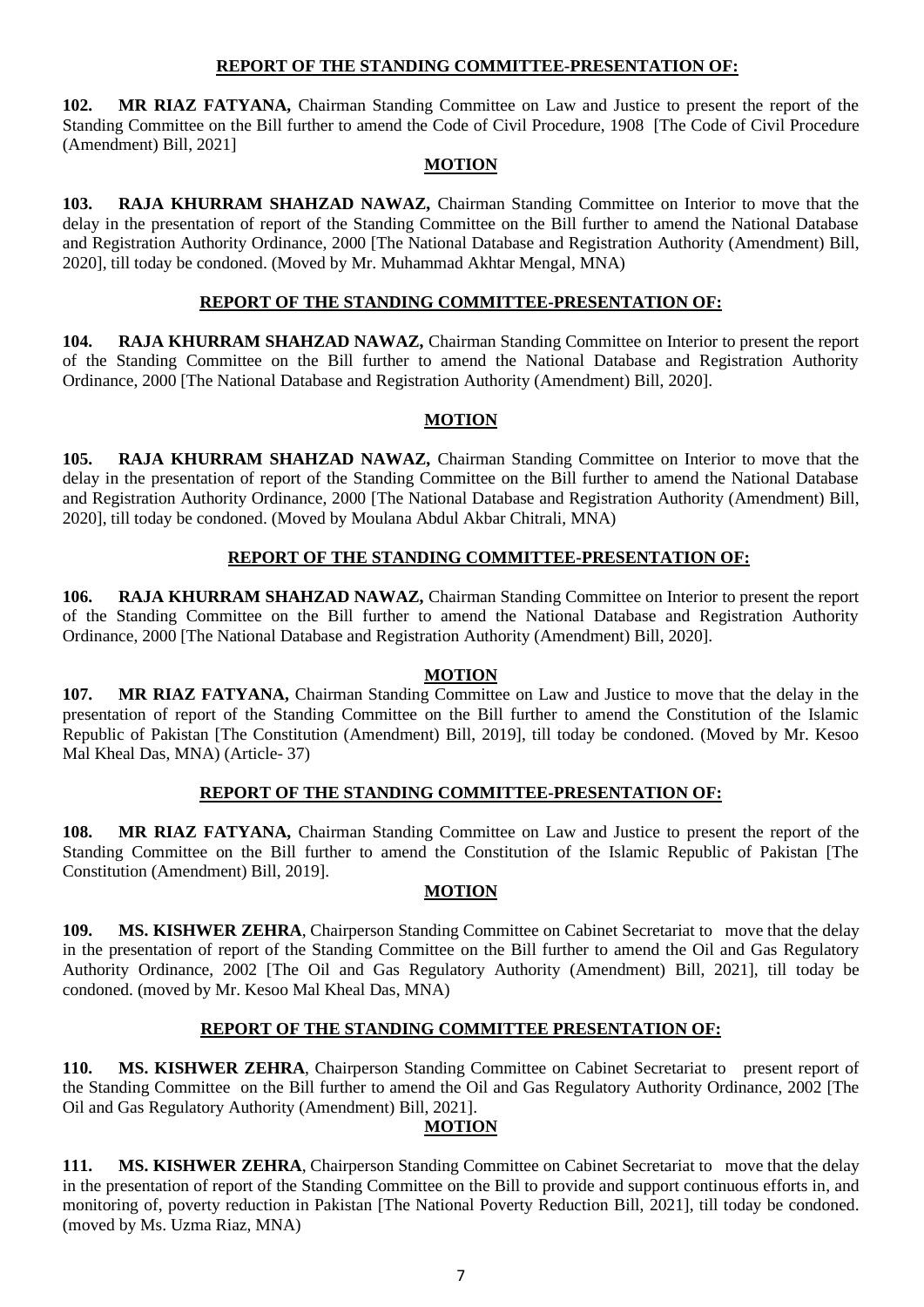### REPORT OF THE STANDING COMMITTEE-PRESENTATION OF:

**102. MR RIAZ FATYANA,** Chairman Standing Committee on Law and Justice to present the report of the Standing Committee on the Bill further to amend the Code of Civil Procedure, 1908 [The Code of Civil Procedure (Amendment) Bill, 2021]

### MOTION

**103. RAJA KHURRAM SHAHZAD NAWAZ,** Chairman Standing Committee on Interior to move that the delay in the presentation of report of the Standing Committee on the Bill further to amend the National Database and Registration Authority Ordinance, 2000 [The National Database and Registration Authority (Amendment) Bill, 2020], till today be condoned. (Moved by Mr. Muhammad Akhtar Mengal, MNA)

### REPORT OF THE STANDING COMMITTEE-PRESENTATION OF:

**104. RAJA KHURRAM SHAHZAD NAWAZ,** Chairman Standing Committee on Interior to present the report of the Standing Committee on the Bill further to amend the National Database and Registration Authority Ordinance, 2000 [The National Database and Registration Authority (Amendment) Bill, 2020].

### MOTION

**105. RAJA KHURRAM SHAHZAD NAWAZ,** Chairman Standing Committee on Interior to move that the delay in the presentation of report of the Standing Committee on the Bill further to amend the National Database and Registration Authority Ordinance, 2000 [The National Database and Registration Authority (Amendment) Bill, 2020], till today be condoned. (Moved by Moulana Abdul Akbar Chitrali, MNA)

### REPORT OF THE STANDING COMMITTEE-PRESENTATION OF:

**106. RAJA KHURRAM SHAHZAD NAWAZ,** Chairman Standing Committee on Interior to present the report of the Standing Committee on the Bill further to amend the National Database and Registration Authority Ordinance, 2000 [The National Database and Registration Authority (Amendment) Bill, 2020].

### MOTION

**107. MR RIAZ FATYANA,** Chairman Standing Committee on Law and Justice to move that the delay in the presentation of report of the Standing Committee on the Bill further to amend the Constitution of the Islamic Republic of Pakistan [The Constitution (Amendment) Bill, 2019], till today be condoned. (Moved by Mr. Kesoo Mal Kheal Das, MNA) (Article- 37)

### REPORT OF THE STANDING COMMITTEE-PRESENTATION OF:

**108. MR RIAZ FATYANA,** Chairman Standing Committee on Law and Justice to present the report of the Standing Committee on the Bill further to amend the Constitution of the Islamic Republic of Pakistan [The Constitution (Amendment) Bill, 2019].

### MOTION

**109. MS. KISHWER ZEHRA**, Chairperson Standing Committee on Cabinet Secretariat to move that the delay in the presentation of report of the Standing Committee on the Bill further to amend the Oil and Gas Regulatory Authority Ordinance, 2002 [The Oil and Gas Regulatory Authority (Amendment) Bill, 2021], till today be condoned. (moved by Mr. Kesoo Mal Kheal Das, MNA)

### REPORT OF THE STANDING COMMITTEE PRESENTATION OF:

**110. MS. KISHWER ZEHRA**, Chairperson Standing Committee on Cabinet Secretariat to present report of the Standing Committee on the Bill further to amend the Oil and Gas Regulatory Authority Ordinance, 2002 [The Oil and Gas Regulatory Authority (Amendment) Bill, 2021].

### MOTION

**111. MS. KISHWER ZEHRA**, Chairperson Standing Committee on Cabinet Secretariat to move that the delay in the presentation of report of the Standing Committee on the Bill to provide and support continuous efforts in, and monitoring of, poverty reduction in Pakistan [The National Poverty Reduction Bill, 2021], till today be condoned. (moved by Ms. Uzma Riaz, MNA)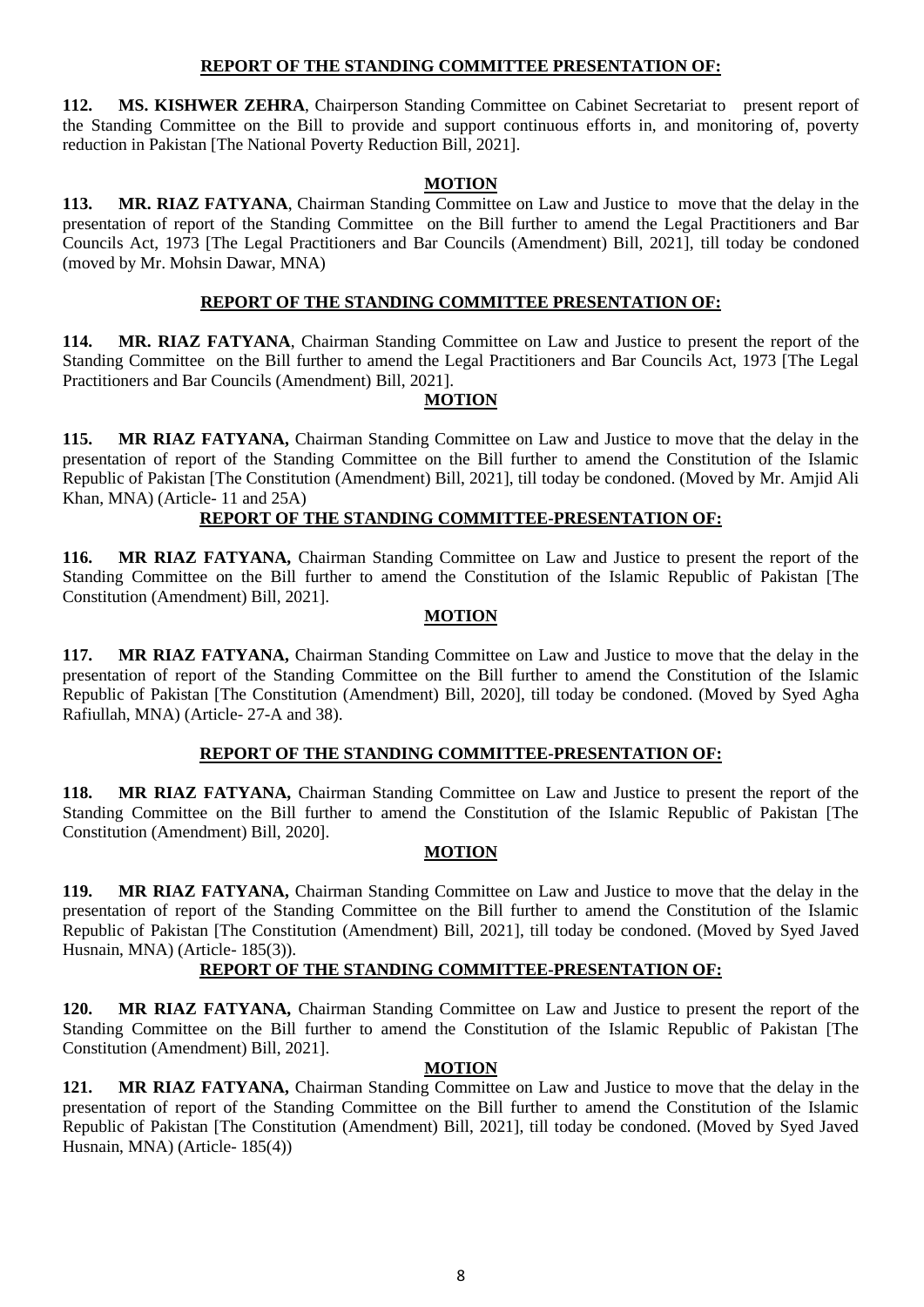**REPORT OF THE STANDING COMMITTEE PRESENTATION OF:**

**112. MS. KISHWER ZEHRA**, Chairperson Standing Committee on Cabinet Secretariat to present report of the Standing Committee on the Bill to provide and support continuous efforts in, and monitoring of, poverty reduction in Pakistan [The National Poverty Reduction Bill, 2021].

**MOTION**

**113. MR. RIAZ FATYANA**, Chairman Standing Committee on Law and Justice to move that the delay in the presentation of report of the Standing Committee on the Bill further to amend the Legal Practitioners and Bar Councils Act, 1973 [The Legal Practitioners and Bar Councils (Amendment) Bill, 2021], till today be condoned (moved by Mr. Mohsin Dawar, MNA)

**REPORT OF THE STANDING COMMITTEE PRESENTATION OF:**

**114. MR. RIAZ FATYANA**, Chairman Standing Committee on Law and Justice to present the report of the Standing Committee on the Bill further to amend the Legal Practitioners and Bar Councils Act, 1973 [The Legal Practitioners and Bar Councils (Amendment) Bill, 2021].

**MOTION**

**115. MR RIAZ FATYANA,** Chairman Standing Committee on Law and Justice to move that the delay in the presentation of report of the Standing Committee on the Bill further to amend the Constitution of the Islamic Republic of Pakistan [The Constitution (Amendment) Bill, 2021], till today be condoned. (Moved by Mr. Amjid Ali Khan, MNA) (Article- 11 and 25A)

**REPORT OF THE STANDING COMMITTEE-PRESENTATION OF:**

**116. MR RIAZ FATYANA,** Chairman Standing Committee on Law and Justice to present the report of the Standing Committee on the Bill further to amend the Constitution of the Islamic Republic of Pakistan [The Constitution (Amendment) Bill, 2021].

**MOTION**

**117. MR RIAZ FATYANA,** Chairman Standing Committee on Law and Justice to move that the delay in the presentation of report of the Standing Committee on the Bill further to amend the Constitution of the Islamic Republic of Pakistan [The Constitution (Amendment) Bill, 2020], till today be condoned. (Moved by Syed Agha Rafiullah, MNA) (Article- 27-A and 38).

**REPORT OF THE STANDING COMMITTEE-PRESENTATION OF:**

**118. MR RIAZ FATYANA,** Chairman Standing Committee on Law and Justice to present the report of the Standing Committee on the Bill further to amend the Constitution of the Islamic Republic of Pakistan [The Constitution (Amendment) Bill, 2020].

**MOTION**

**119. MR RIAZ FATYANA,** Chairman Standing Committee on Law and Justice to move that the delay in the presentation of report of the Standing Committee on the Bill further to amend the Constitution of the Islamic Republic of Pakistan [The Constitution (Amendment) Bill, 2021], till today be condoned. (Moved by Syed Javed Husnain, MNA) (Article- 185(3)).

**REPORT OF THE STANDING COMMITTEE-PRESENTATION OF:**

**120. MR RIAZ FATYANA,** Chairman Standing Committee on Law and Justice to present the report of the Standing Committee on the Bill further to amend the Constitution of the Islamic Republic of Pakistan [The Constitution (Amendment) Bill, 2021].

**MOTION**

**121. MR RIAZ FATYANA,** Chairman Standing Committee on Law and Justice to move that the delay in the presentation of report of the Standing Committee on the Bill further to amend the Constitution of the Islamic Republic of Pakistan [The Constitution (Amendment) Bill, 2021], till today be condoned. (Moved by Syed Javed Husnain, MNA) (Article- 185(4))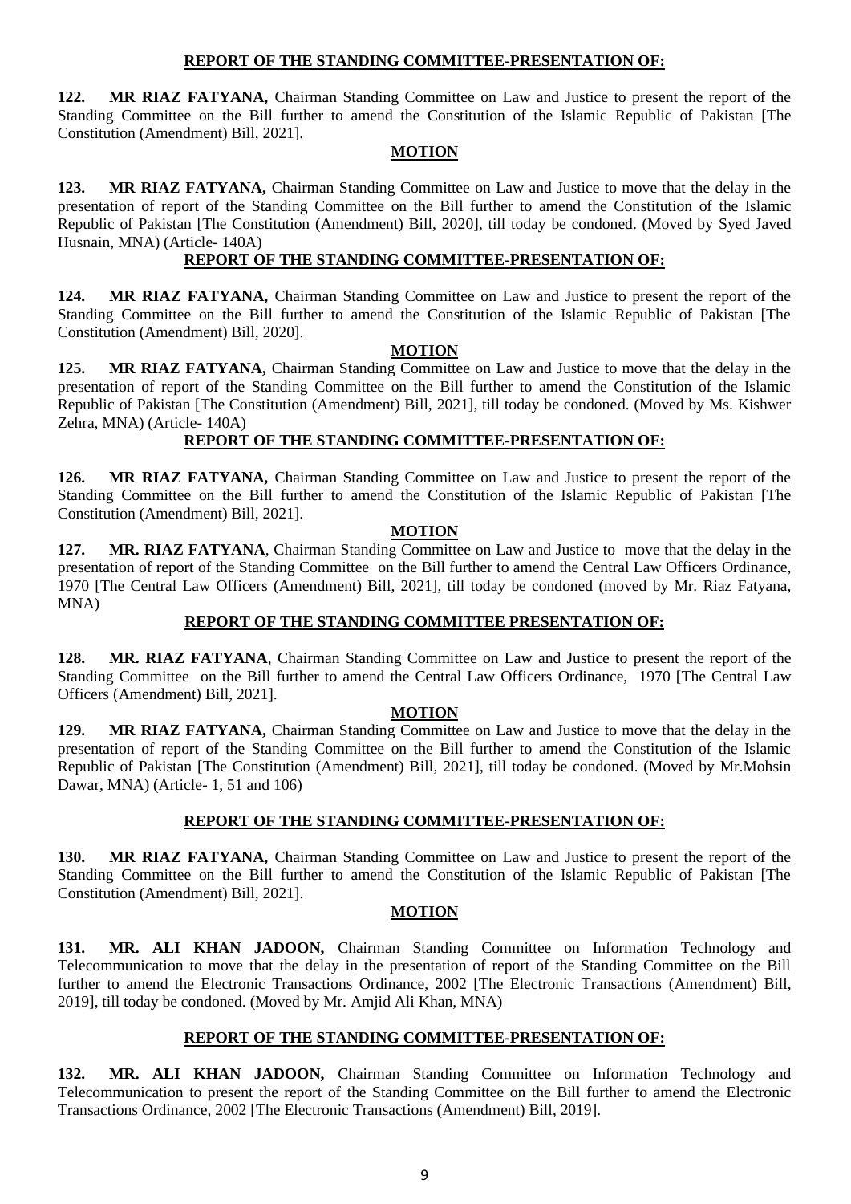**REPORT OF THE STANDING COMMITTEE-PRESENTATION OF:**

**122. MR RIAZ FATYANA,** Chairman Standing Committee on Law and Justice to present the report of the Standing Committee on the Bill further to amend the Constitution of the Islamic Republic of Pakistan [The Constitution (Amendment) Bill, 2021].

**MOTION**

**123. MR RIAZ FATYANA,** Chairman Standing Committee on Law and Justice to move that the delay in the presentation of report of the Standing Committee on the Bill further to amend the Constitution of the Islamic Republic of Pakistan [The Constitution (Amendment) Bill, 2020], till today be condoned. (Moved by Syed Javed Husnain, MNA) (Article- 140A)

**REPORT OF THE STANDING COMMITTEE-PRESENTATION OF:**

**124. MR RIAZ FATYANA,** Chairman Standing Committee on Law and Justice to present the report of the Standing Committee on the Bill further to amend the Constitution of the Islamic Republic of Pakistan [The Constitution (Amendment) Bill, 2020].

**MOTION**

**125. MR RIAZ FATYANA,** Chairman Standing Committee on Law and Justice to move that the delay in the presentation of report of the Standing Committee on the Bill further to amend the Constitution of the Islamic Republic of Pakistan [The Constitution (Amendment) Bill, 2021], till today be condoned. (Moved by Ms. Kishwer Zehra, MNA) (Article- 140A)

**REPORT OF THE STANDING COMMITTEE-PRESENTATION OF:**

**126. MR RIAZ FATYANA,** Chairman Standing Committee on Law and Justice to present the report of the Standing Committee on the Bill further to amend the Constitution of the Islamic Republic of Pakistan [The Constitution (Amendment) Bill, 2021].

**MOTION**

**127. MR. RIAZ FATYANA**, Chairman Standing Committee on Law and Justice to move that the delay in the presentation of report of the Standing Committee on the Bill further to amend the Central Law Officers Ordinance, 1970 [The Central Law Officers (Amendment) Bill, 2021], till today be condoned (moved by Mr. Riaz Fatyana, MNA)

**REPORT OF THE STANDING COMMITTEE PRESENTATION OF:**

**128. MR. RIAZ FATYANA**, Chairman Standing Committee on Law and Justice to present the report of the Standing Committee on the Bill further to amend the Central Law Officers Ordinance, 1970 [The Central Law Officers (Amendment) Bill, 2021].

**MOTION**

**129. MR RIAZ FATYANA,** Chairman Standing Committee on Law and Justice to move that the delay in the presentation of report of the Standing Committee on the Bill further to amend the Constitution of the Islamic Republic of Pakistan [The Constitution (Amendment) Bill, 2021], till today be condoned. (Moved by Mr.Mohsin Dawar, MNA) (Article- 1, 51 and 106)

**REPORT OF THE STANDING COMMITTEE-PRESENTATION OF:**

**130. MR RIAZ FATYANA,** Chairman Standing Committee on Law and Justice to present the report of the Standing Committee on the Bill further to amend the Constitution of the Islamic Republic of Pakistan [The Constitution (Amendment) Bill, 2021].

**MOTION**

**131. MR. ALI KHAN JADOON,** Chairman Standing Committee on Information Technology and Telecommunication to move that the delay in the presentation of report of the Standing Committee on the Bill further to amend the Electronic Transactions Ordinance, 2002 [The Electronic Transactions (Amendment) Bill, 2019], till today be condoned. (Moved by Mr. Amjid Ali Khan, MNA)

**REPORT OF THE STANDING COMMITTEE-PRESENTATION OF:**

**132. MR. ALI KHAN JADOON,** Chairman Standing Committee on Information Technology and Telecommunication to present the report of the Standing Committee on the Bill further to amend the Electronic Transactions Ordinance, 2002 [The Electronic Transactions (Amendment) Bill, 2019].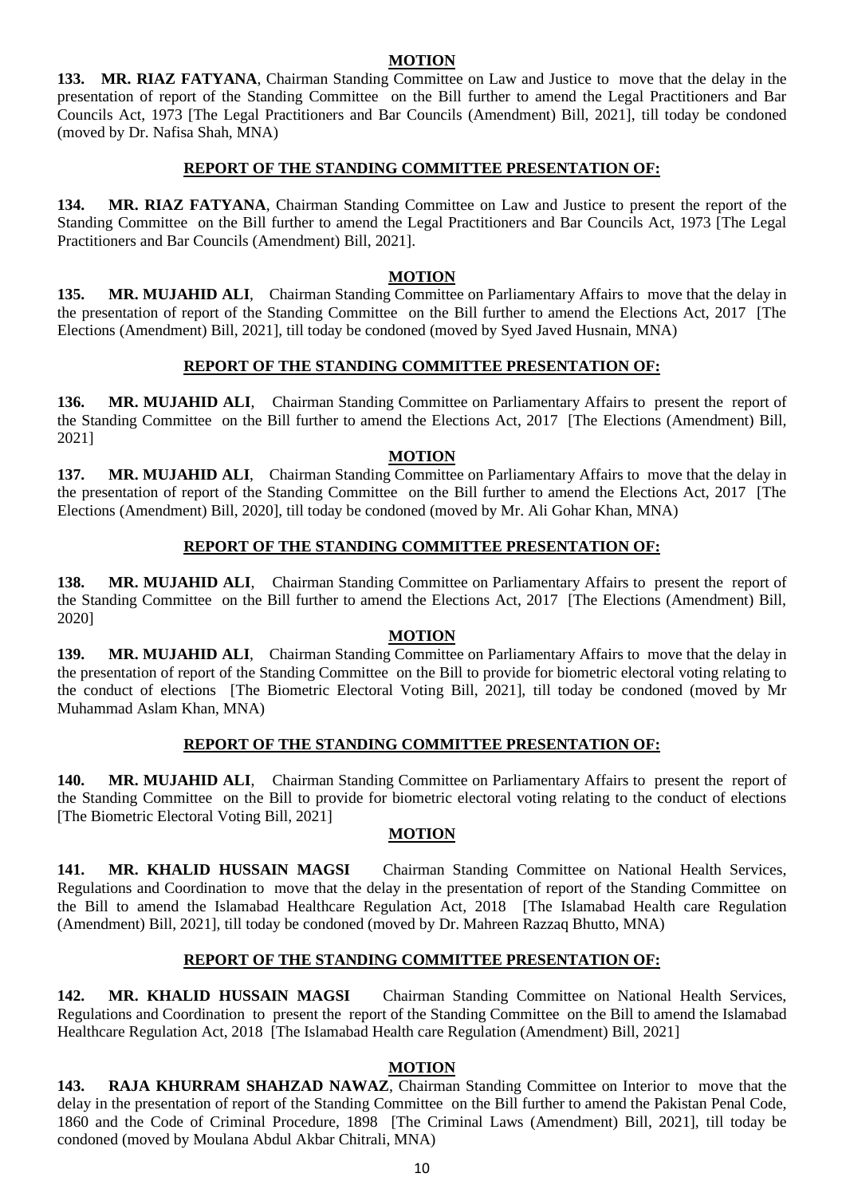**MOTION**

**133. MR. RIAZ FATYANA**, Chairman Standing Committee on Law and Justice to move that the delay in the presentation of report of the Standing Committee on the Bill further to amend the Legal Practitioners and Bar Councils Act, 1973 [The Legal Practitioners and Bar Councils (Amendment) Bill, 2021], till today be condoned (moved by Dr. Nafisa Shah, MNA)

**REPORT OF THE STANDING COMMITTEE PRESENTATION OF:**

**134. MR. RIAZ FATYANA**, Chairman Standing Committee on Law and Justice to present the report of the Standing Committee on the Bill further to amend the Legal Practitioners and Bar Councils Act, 1973 [The Legal Practitioners and Bar Councils (Amendment) Bill, 2021].

**MOTION**

**135. MR. MUJAHID ALI**, Chairman Standing Committee on Parliamentary Affairs to move that the delay in the presentation of report of the Standing Committee on the Bill further to amend the Elections Act, 2017 [The Elections (Amendment) Bill, 2021], till today be condoned (moved by Syed Javed Husnain, MNA)

**REPORT OF THE STANDING COMMITTEE PRESENTATION OF:**

**136. MR. MUJAHID ALI**, Chairman Standing Committee on Parliamentary Affairs to present the report of the Standing Committee on the Bill further to amend the Elections Act, 2017 [The Elections (Amendment) Bill, 2021]

**MOTION**

**137. MR. MUJAHID ALI**, Chairman Standing Committee on Parliamentary Affairs to move that the delay in the presentation of report of the Standing Committee on the Bill further to amend the Elections Act, 2017 [The Elections (Amendment) Bill, 2020], till today be condoned (moved by Mr. Ali Gohar Khan, MNA)

**REPORT OF THE STANDING COMMITTEE PRESENTATION OF:**

**138. MR. MUJAHID ALI**, Chairman Standing Committee on Parliamentary Affairs to present the report of the Standing Committee on the Bill further to amend the Elections Act, 2017 [The Elections (Amendment) Bill, 2020]

**MOTION**

**139. MR. MUJAHID ALI**, Chairman Standing Committee on Parliamentary Affairs to move that the delay in the presentation of report of the Standing Committee on the Bill to provide for biometric electoral voting relating to the conduct of elections [The Biometric Electoral Voting Bill, 2021], till today be condoned (moved by Mr Muhammad Aslam Khan, MNA)

**REPORT OF THE STANDING COMMITTEE PRESENTATION OF:**

**140. MR. MUJAHID ALI**, Chairman Standing Committee on Parliamentary Affairs to present the report of the Standing Committee on the Bill to provide for biometric electoral voting relating to the conduct of elections [The Biometric Electoral Voting Bill, 2021]

**MOTION**

**141. MR. KHALID HUSSAIN MAGSI** Chairman Standing Committee on National Health Services, Regulations and Coordination to move that the delay in the presentation of report of the Standing Committee on the Bill to amend the Islamabad Healthcare Regulation Act, 2018 [The Islamabad Health care Regulation (Amendment) Bill, 2021], till today be condoned (moved by Dr. Mahreen Razzaq Bhutto, MNA)

**REPORT OF THE STANDING COMMITTEE PRESENTATION OF:**

**142. MR. KHALID HUSSAIN MAGSI** Chairman Standing Committee on National Health Services, Regulations and Coordination to present the report of the Standing Committee on the Bill to amend the Islamabad Healthcare Regulation Act, 2018 [The Islamabad Health care Regulation (Amendment) Bill, 2021]

**MOTION**

**143. RAJA KHURRAM SHAHZAD NAWAZ**, Chairman Standing Committee on Interior to move that the delay in the presentation of report of the Standing Committee on the Bill further to amend the Pakistan Penal Code, 1860 and the Code of Criminal Procedure, 1898 [The Criminal Laws (Amendment) Bill, 2021], till today be condoned (moved by Moulana Abdul Akbar Chitrali, MNA)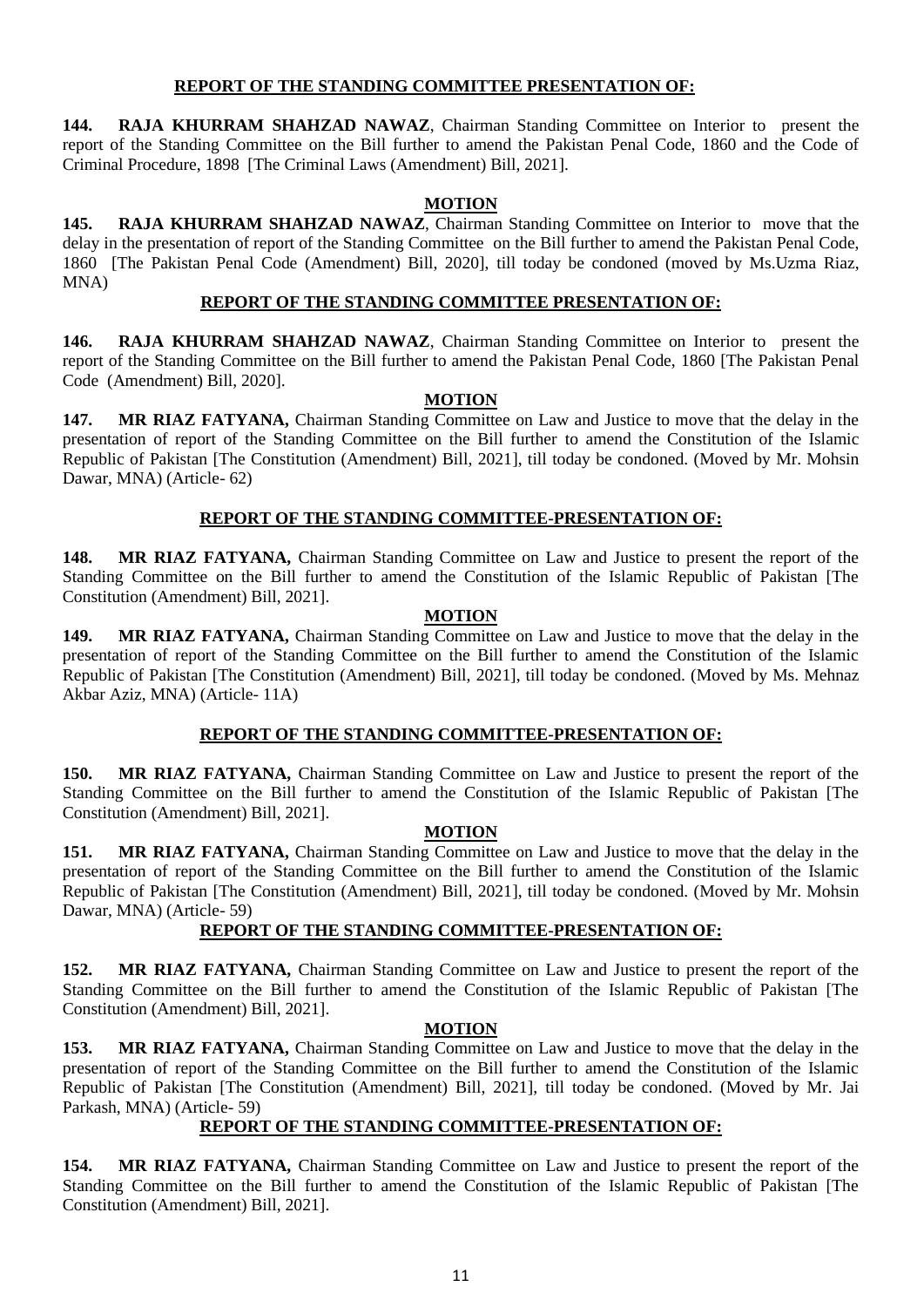**REPORT OF THE STANDING COMMITTEE PRESENTATION OF:**

**144. RAJA KHURRAM SHAHZAD NAWAZ**, Chairman Standing Committee on Interior to present the report of the Standing Committee on the Bill further to amend the Pakistan Penal Code, 1860 and the Code of Criminal Procedure, 1898 [The Criminal Laws (Amendment) Bill, 2021].

**MOTION**

**145. RAJA KHURRAM SHAHZAD NAWAZ**, Chairman Standing Committee on Interior to move that the delay in the presentation of report of the Standing Committee on the Bill further to amend the Pakistan Penal Code, 1860 [The Pakistan Penal Code (Amendment) Bill, 2020], till today be condoned (moved by Ms.Uzma Riaz, MNA)

**REPORT OF THE STANDING COMMITTEE PRESENTATION OF:**

**146. RAJA KHURRAM SHAHZAD NAWAZ**, Chairman Standing Committee on Interior to present the report of the Standing Committee on the Bill further to amend the Pakistan Penal Code, 1860 [The Pakistan Penal Code (Amendment) Bill, 2020].

**MOTION**

**147. MR RIAZ FATYANA,** Chairman Standing Committee on Law and Justice to move that the delay in the presentation of report of the Standing Committee on the Bill further to amend the Constitution of the Islamic Republic of Pakistan [The Constitution (Amendment) Bill, 2021], till today be condoned. (Moved by Mr. Mohsin Dawar, MNA) (Article- 62)

**REPORT OF THE STANDING COMMITTEE-PRESENTATION OF:**

**148. MR RIAZ FATYANA,** Chairman Standing Committee on Law and Justice to present the report of the Standing Committee on the Bill further to amend the Constitution of the Islamic Republic of Pakistan [The Constitution (Amendment) Bill, 2021].

**MOTION**

**149. MR RIAZ FATYANA,** Chairman Standing Committee on Law and Justice to move that the delay in the presentation of report of the Standing Committee on the Bill further to amend the Constitution of the Islamic Republic of Pakistan [The Constitution (Amendment) Bill, 2021], till today be condoned. (Moved by Ms. Mehnaz Akbar Aziz, MNA) (Article- 11A)

**REPORT OF THE STANDING COMMITTEE-PRESENTATION OF:**

**150. MR RIAZ FATYANA,** Chairman Standing Committee on Law and Justice to present the report of the Standing Committee on the Bill further to amend the Constitution of the Islamic Republic of Pakistan [The Constitution (Amendment) Bill, 2021].

**MOTION**

**151. MR RIAZ FATYANA,** Chairman Standing Committee on Law and Justice to move that the delay in the presentation of report of the Standing Committee on the Bill further to amend the Constitution of the Islamic Republic of Pakistan [The Constitution (Amendment) Bill, 2021], till today be condoned. (Moved by Mr. Mohsin Dawar, MNA) (Article- 59)

**REPORT OF THE STANDING COMMITTEE-PRESENTATION OF:**

**152. MR RIAZ FATYANA,** Chairman Standing Committee on Law and Justice to present the report of the Standing Committee on the Bill further to amend the Constitution of the Islamic Republic of Pakistan [The Constitution (Amendment) Bill, 2021].

**MOTION**

**153. MR RIAZ FATYANA,** Chairman Standing Committee on Law and Justice to move that the delay in the presentation of report of the Standing Committee on the Bill further to amend the Constitution of the Islamic Republic of Pakistan [The Constitution (Amendment) Bill, 2021], till today be condoned. (Moved by Mr. Jai Parkash, MNA) (Article- 59)

**REPORT OF THE STANDING COMMITTEE-PRESENTATION OF:**

**154. MR RIAZ FATYANA,** Chairman Standing Committee on Law and Justice to present the report of the Standing Committee on the Bill further to amend the Constitution of the Islamic Republic of Pakistan [The Constitution (Amendment) Bill, 2021].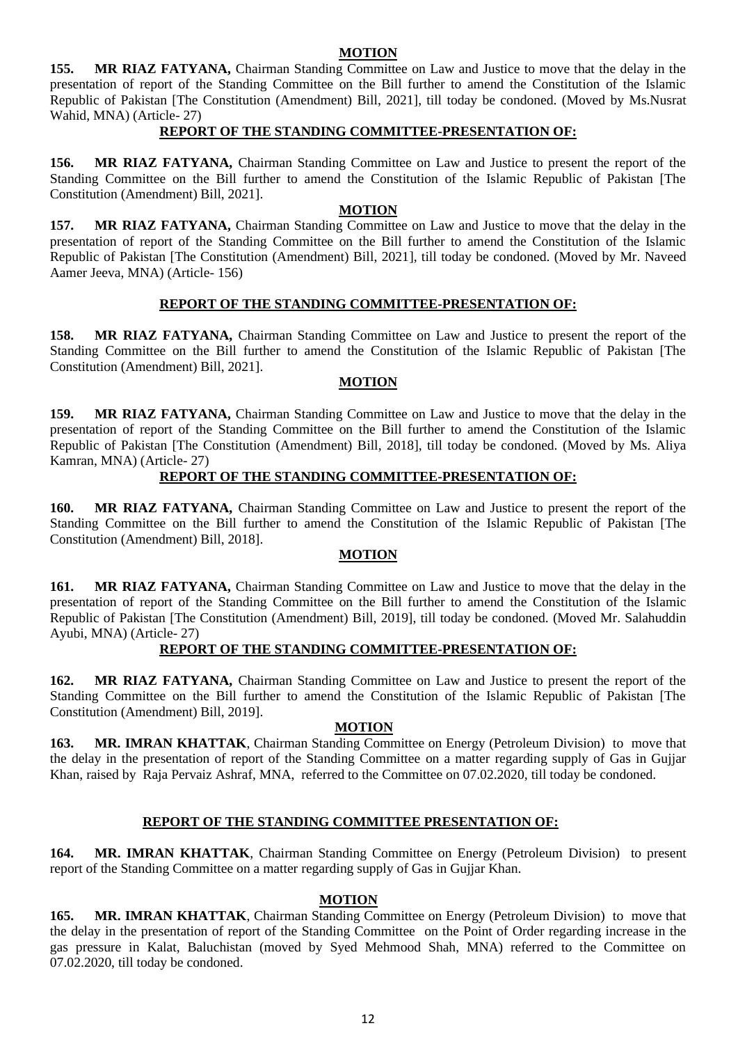**MOTION**

**155. MR RIAZ FATYANA,** Chairman Standing Committee on Law and Justice to move that the delay in the presentation of report of the Standing Committee on the Bill further to amend the Constitution of the Islamic Republic of Pakistan [The Constitution (Amendment) Bill, 2021], till today be condoned. (Moved by Ms.Nusrat Wahid, MNA) (Article- 27)

**REPORT OF THE STANDING COMMITTEE-PRESENTATION OF:**

**156. MR RIAZ FATYANA,** Chairman Standing Committee on Law and Justice to present the report of the Standing Committee on the Bill further to amend the Constitution of the Islamic Republic of Pakistan [The Constitution (Amendment) Bill, 2021].

**MOTION**

**157. MR RIAZ FATYANA,** Chairman Standing Committee on Law and Justice to move that the delay in the presentation of report of the Standing Committee on the Bill further to amend the Constitution of the Islamic Republic of Pakistan [The Constitution (Amendment) Bill, 2021], till today be condoned. (Moved by Mr. Naveed Aamer Jeeva, MNA) (Article- 156)

**REPORT OF THE STANDING COMMITTEE-PRESENTATION OF:**

**158. MR RIAZ FATYANA,** Chairman Standing Committee on Law and Justice to present the report of the Standing Committee on the Bill further to amend the Constitution of the Islamic Republic of Pakistan [The Constitution (Amendment) Bill, 2021].

**MOTION**

**159. MR RIAZ FATYANA,** Chairman Standing Committee on Law and Justice to move that the delay in the presentation of report of the Standing Committee on the Bill further to amend the Constitution of the Islamic Republic of Pakistan [The Constitution (Amendment) Bill, 2018], till today be condoned. (Moved by Ms. Aliya Kamran, MNA) (Article- 27)

**REPORT OF THE STANDING COMMITTEE-PRESENTATION OF:**

**160. MR RIAZ FATYANA,** Chairman Standing Committee on Law and Justice to present the report of the Standing Committee on the Bill further to amend the Constitution of the Islamic Republic of Pakistan [The Constitution (Amendment) Bill, 2018].

**MOTION**

**161. MR RIAZ FATYANA,** Chairman Standing Committee on Law and Justice to move that the delay in the presentation of report of the Standing Committee on the Bill further to amend the Constitution of the Islamic Republic of Pakistan [The Constitution (Amendment) Bill, 2019], till today be condoned. (Moved Mr. Salahuddin Ayubi, MNA) (Article- 27)

**REPORT OF THE STANDING COMMITTEE-PRESENTATION OF:**

**162. MR RIAZ FATYANA,** Chairman Standing Committee on Law and Justice to present the report of the Standing Committee on the Bill further to amend the Constitution of the Islamic Republic of Pakistan [The Constitution (Amendment) Bill, 2019].

**MOTION**

**163. MR. IMRAN KHATTAK**, Chairman Standing Committee on Energy (Petroleum Division) to move that the delay in the presentation of report of the Standing Committee on a matter regarding supply of Gas in Gujjar Khan, raised by Raja Pervaiz Ashraf, MNA, referred to the Committee on 07.02.2020, till today be condoned.

**REPORT OF THE STANDING COMMITTEE PRESENTATION OF:**

**164. MR. IMRAN KHATTAK**, Chairman Standing Committee on Energy (Petroleum Division) to present report of the Standing Committee on a matter regarding supply of Gas in Gujjar Khan.

**MOTION**

**165. MR. IMRAN KHATTAK**, Chairman Standing Committee on Energy (Petroleum Division) to move that the delay in the presentation of report of the Standing Committee on the Point of Order regarding increase in the gas pressure in Kalat, Baluchistan (moved by Syed Mehmood Shah, MNA) referred to the Committee on 07.02.2020, till today be condoned.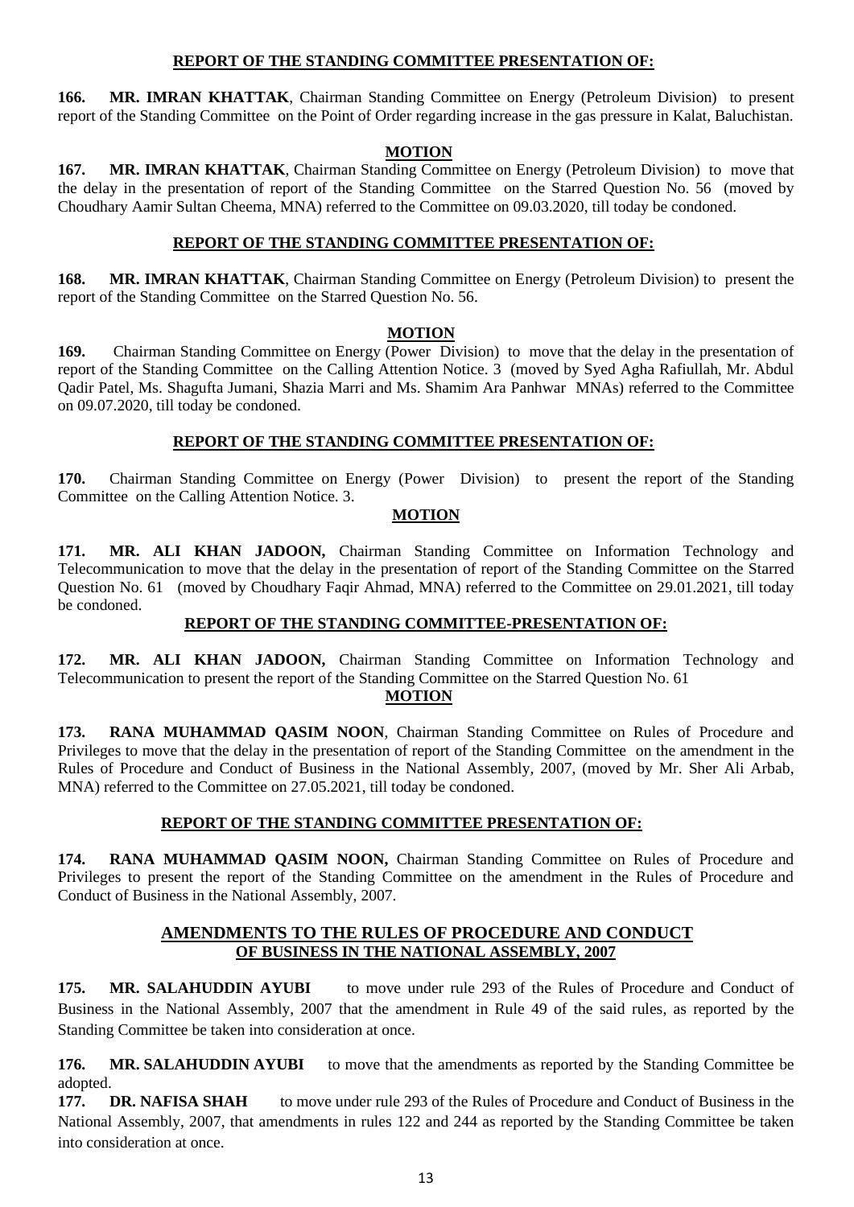## REPORT OF THE STANDING COMMITTEE PRESENTATION OF:

**166. MR. IMRAN KHATTAK**, Chairman Standing Committee on Energy (Petroleum Division) to present report of the Standing Committee on the Point of Order regarding increase in the gas pressure in Kalat, Baluchistan.

## MOTION

**167. MR. IMRAN KHATTAK**, Chairman Standing Committee on Energy (Petroleum Division) to move that the delay in the presentation of report of the Standing Committee on the Starred Question No. 56 (moved by Choudhary Aamir Sultan Cheema, MNA) referred to the Committee on 09.03.2020, till today be condoned.

## REPORT OF THE STANDING COMMITTEE PRESENTATION OF:

**168. MR. IMRAN KHATTAK**, Chairman Standing Committee on Energy (Petroleum Division) to present the report of the Standing Committee on the Starred Question No. 56.

## MOTION

**169.** Chairman Standing Committee on Energy (Power Division) to move that the delay in the presentation of report of the Standing Committee on the Calling Attention Notice. 3 (moved by Syed Agha Rafiullah, Mr. Abdul Qadir Patel, Ms. Shagufta Jumani, Shazia Marri and Ms. Shamim Ara Panhwar MNAs) referred to the Committee on 09.07.2020, till today be condoned.

## REPORT OF THE STANDING COMMITTEE PRESENTATION OF:

**170.** Chairman Standing Committee on Energy (Power Division) to present the report of the Standing Committee on the Calling Attention Notice. 3.

## MOTION

**171. MR. ALI KHAN JADOON,** Chairman Standing Committee on Information Technology and Telecommunication to move that the delay in the presentation of report of the Standing Committee on the Starred Question No. 61 (moved by Choudhary Faqir Ahmad, MNA) referred to the Committee on 29.01.2021, till today be condoned.

## REPORT OF THE STANDING COMMITTEE-PRESENTATION OF:

**172. MR. ALI KHAN JADOON,** Chairman Standing Committee on Information Technology and Telecommunication to present the report of the Standing Committee on the Starred Question No. 61

## MOTION

**173. RANA MUHAMMAD QASIM NOON**, Chairman Standing Committee on Rules of Procedure and Privileges to move that the delay in the presentation of report of the Standing Committee on the amendment in the Rules of Procedure and Conduct of Business in the National Assembly, 2007, (moved by Mr. Sher Ali Arbab, MNA) referred to the Committee on 27.05.2021, till today be condoned.

## REPORT OF THE STANDING COMMITTEE PRESENTATION OF:

**174. RANA MUHAMMAD QASIM NOON,** Chairman Standing Committee on Rules of Procedure and Privileges to present the report of the Standing Committee on the amendment in the Rules of Procedure and Conduct of Business in the National Assembly, 2007.

## AMENDMENTS TO THE RULES OF PROCEDURE AND CONDUCT OF BUSINESS IN THE NATIONAL ASSEMBLY, 2007

**175. MR. SALAHUDDIN AYUBI** to move under rule 293 of the Rules of Procedure and Conduct of Business in the National Assembly, 2007 that the amendment in Rule 49 of the said rules, as reported by the Standing Committee be taken into consideration at once.

**176. MR. SALAHUDDIN AYUBI** to move that the amendments as reported by the Standing Committee be adopted.

**177. DR. NAFISA SHAH** to move under rule 293 of the Rules of Procedure and Conduct of Business in the National Assembly, 2007, that amendments in rules 122 and 244 as reported by the Standing Committee be taken into consideration at once.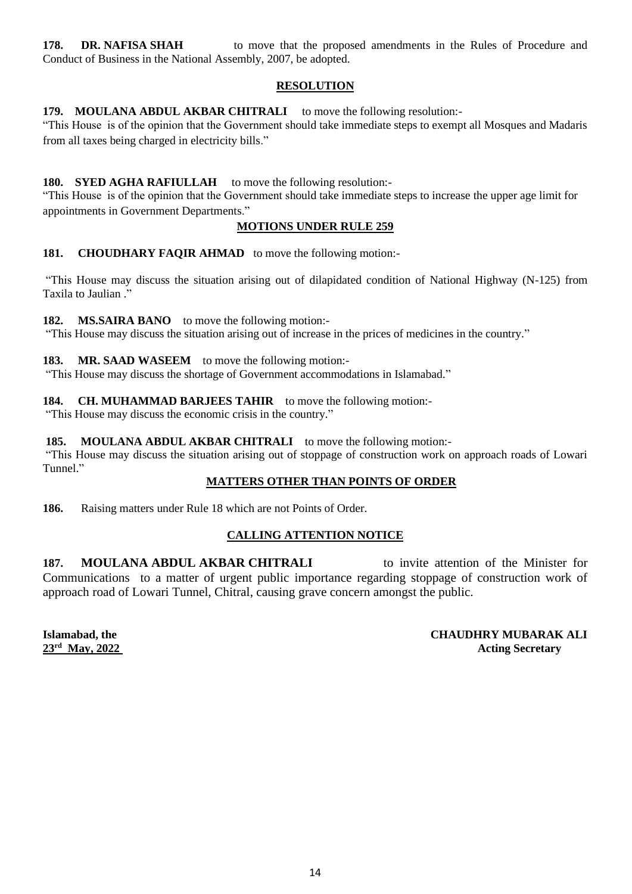**178. DR. NAFISA SHAH** to move that the proposed amendments in the Rules of Procedure and Conduct of Business in the National Assembly, 2007, be adopted.

## RESOLUTION

**179. MOULANA ABDUL AKBAR CHITRALI** to move the following resolution:-

"This House is of the opinion that the Government should take immediate steps to exempt all Mosques and Madaris from all taxes being charged in electricity bills."

**180. SYED AGHA RAFIULLAH** to move the following resolution:-

"This House is of the opinion that the Government should take immediate steps to increase the upper age limit for appointments in Government Departments."

## MOTIONS UNDER RULE 259

**181. CHOUDHARY FAQIR AHMAD** to move the following motion:-

"This House may discuss the situation arising out of dilapidated condition of National Highway (N-125) from Taxila to Jaulian ."

**182. MS.SAIRA BANO** to move the following motion:-

"This House may discuss the situation arising out of increase in the prices of medicines in the country."

**183. MR. SAAD WASEEM** to move the following motion:-

"This House may discuss the shortage of Government accommodations in Islamabad."

**184. CH. MUHAMMAD BARJEES TAHIR** to move the following motion:-

"This House may discuss the economic crisis in the country."

**185. MOULANA ABDUL AKBAR CHITRALI** to move the following motion:-

"This House may discuss the situation arising out of stoppage of construction work on approach roads of Lowari Tunnel."

## MATTERS OTHER THAN POINTS OF ORDER

**186.** Raising matters under Rule 18 which are not Points of Order.

## CALLING ATTENTION NOTICE

**187. MOULANA ABDUL AKBAR CHITRALI** to invite attention of the Minister for Communications to a matter of urgent public importance regarding stoppage of construction work of approach road of Lowari Tunnel, Chitral, causing grave concern amongst the public.

**Islamabad, the**
**23rd May, 2022**

**CHAUDHRY MUBARAK ALI**
**Acting Secretary**